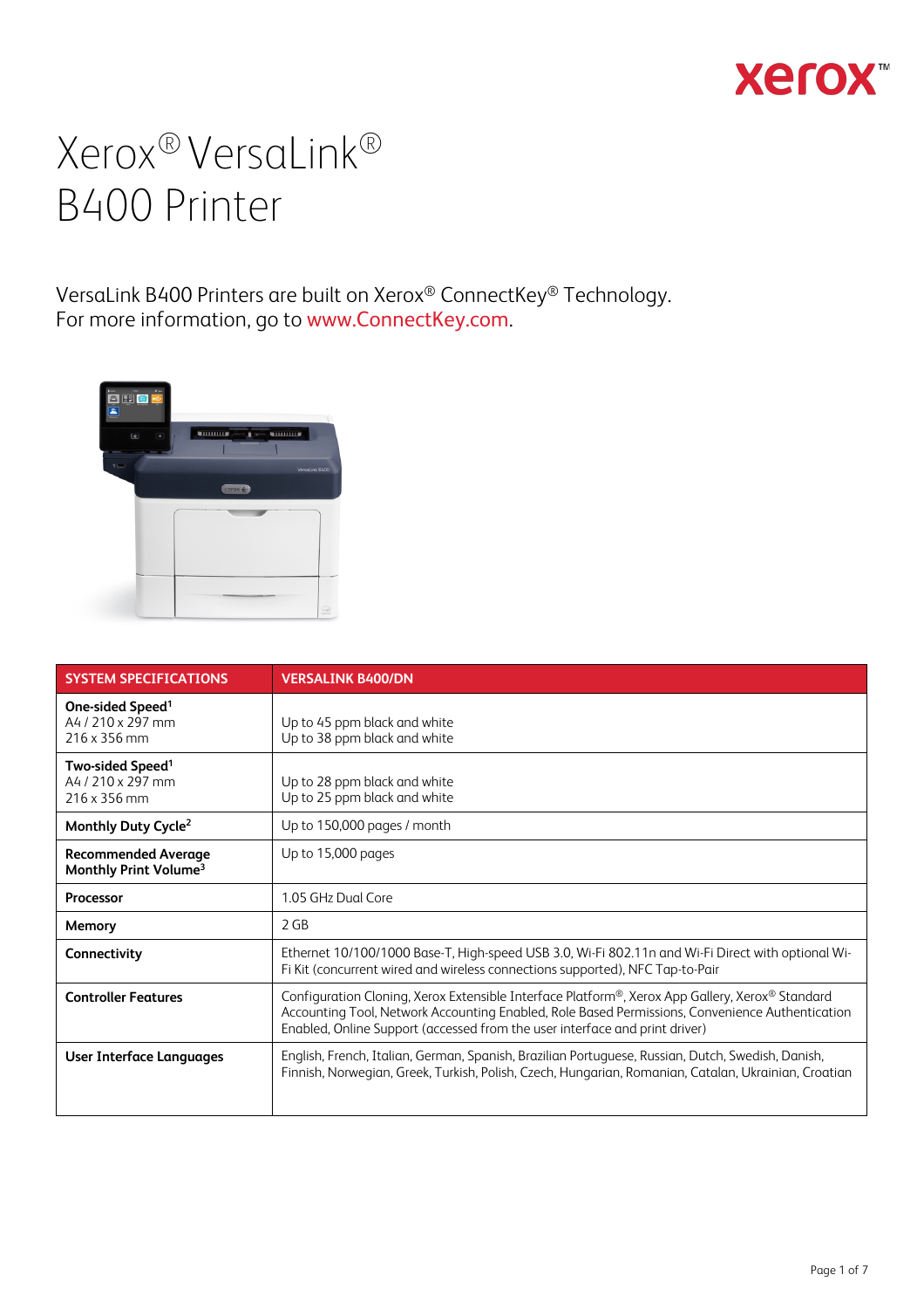# Xerox® VersaLink® B400 Printer

VersaLink B400 Printers are built on Xerox® ConnectKey® Technology. For more information, go to www.ConnectKey.com.

| SYSTEM SPECIFICATIONS | VERSALINK B400/DN |
|---|---|
| **One-sided Speed**[1]<br>A4 / 210 x 297 mm<br>216 x 356 mm | <br>Up to 45 ppm black and white<br>Up to 38 ppm black and white |
| **Two-sided Speed**[1]<br>A4 / 210 x 297 mm<br>216 x 356 mm | <br>Up to 28 ppm black and white<br>Up to 25 ppm black and white |
| **Monthly Duty Cycle**[2] | Up to 150,000 pages / month |
| **Recommended Average Monthly Print Volume**[3] | Up to 15,000 pages |
| **Processor** | 1.05 GHz Dual Core |
| **Memory** | 2 GB |
| **Connectivity** | Ethernet 10/100/1000 Base-T, High-speed USB 3.0, Wi-Fi 802.11n and Wi-Fi Direct with optional Wi-Fi Kit (concurrent wired and wireless connections supported), NFC Tap-to-Pair |
| **Controller Features** | Configuration Cloning, Xerox Extensible Interface Platform®, Xerox App Gallery, Xerox® Standard Accounting Tool, Network Accounting Enabled, Role Based Permissions, Convenience Authentication Enabled, Online Support (accessed from the user interface and print driver) |
| **User Interface Languages** | English, French, Italian, German, Spanish, Brazilian Portuguese, Russian, Dutch, Swedish, Danish, Finnish, Norwegian, Greek, Turkish, Polish, Czech, Hungarian, Romanian, Catalan, Ukrainian, Croatian |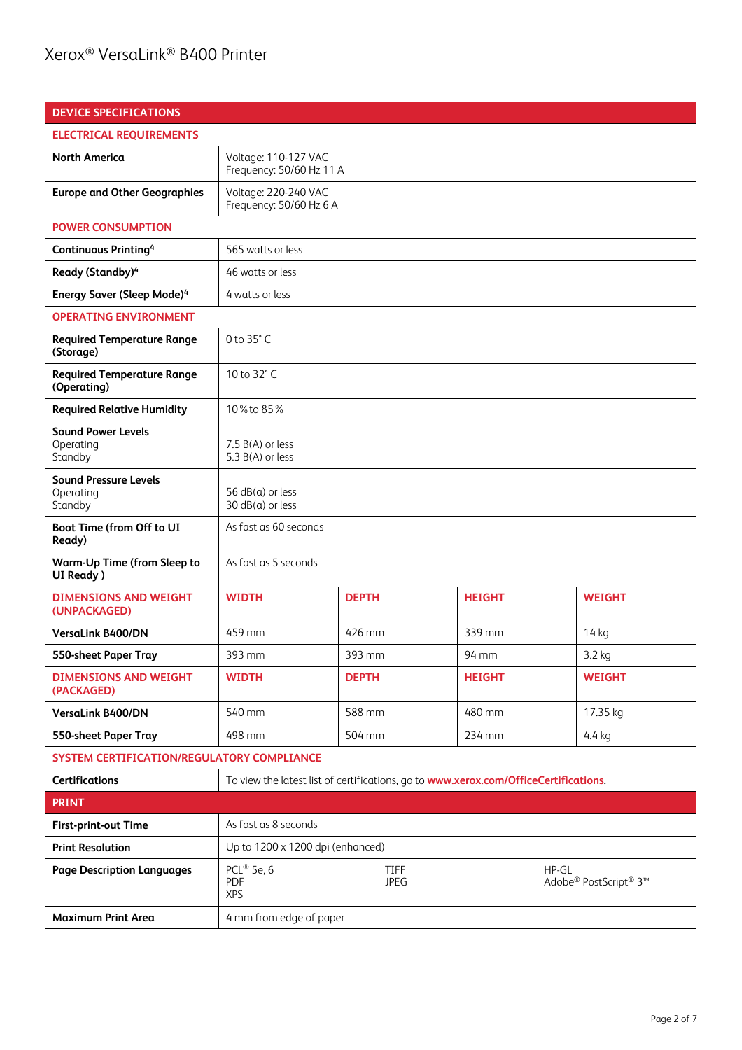# Xerox® VersaLink® B400 Printer

| DEVICE SPECIFICATIONS | | | | |
|---|---|---|---|---|
| **ELECTRICAL REQUIREMENTS** | | | | |
| **North America** | Voltage: 110-127 VAC<br>Frequency: 50/60 Hz 11 A | | | |
| **Europe and Other Geographies** | Voltage: 220-240 VAC<br>Frequency: 50/60 Hz 6 A | | | |
| **POWER CONSUMPTION** | | | | |
| **Continuous Printing**[4] | 565 watts or less | | | |
| **Ready (Standby)**[4] | 46 watts or less | | | |
| **Energy Saver (Sleep Mode)**[4] | 4 watts or less | | | |
| **OPERATING ENVIRONMENT** | | | | |
| **Required Temperature Range (Storage)** | 0 to 35° C | | | |
| **Required Temperature Range (Operating)** | 10 to 32° C | | | |
| **Required Relative Humidity** | 10% to 85% | | | |
| **Sound Power Levels**<br>Operating<br>Standby | 7.5 B(A) or less<br>5.3 B(A) or less | | | |
| **Sound Pressure Levels**<br>Operating<br>Standby | 56 dB(a) or less<br>30 dB(a) or less | | | |
| **Boot Time (from Off to UI Ready)** | As fast as 60 seconds | | | |
| **Warm-Up Time (from Sleep to UI Ready )** | As fast as 5 seconds | | | |
| **DIMENSIONS AND WEIGHT (UNPACKAGED)** | **WIDTH** | **DEPTH** | **HEIGHT** | **WEIGHT** |
| **VersaLink B400/DN** | 459 mm | 426 mm | 339 mm | 14 kg |
| **550-sheet Paper Tray** | 393 mm | 393 mm | 94 mm | 3.2 kg |
| **DIMENSIONS AND WEIGHT (PACKAGED)** | **WIDTH** | **DEPTH** | **HEIGHT** | **WEIGHT** |
| **VersaLink B400/DN** | 540 mm | 588 mm | 480 mm | 17.35 kg |
| **550-sheet Paper Tray** | 498 mm | 504 mm | 234 mm | 4.4 kg |
| **SYSTEM CERTIFICATION/REGULATORY COMPLIANCE** | | | | |
| **Certifications** | To view the latest list of certifications, go to **www.xerox.com/OfficeCertifications.** | | | |

| PRINT | | | |
|---|---|---|---|
| **First-print-out Time** | As fast as 8 seconds | | |
| **Print Resolution** | Up to 1200 x 1200 dpi (enhanced) | | |
| **Page Description Languages** | PCL® 5e, 6<br>PDF<br>XPS | TIFF<br>JPEG | HP-GL<br>Adobe® PostScript® 3™ |
| **Maximum Print Area** | 4 mm from edge of paper | | |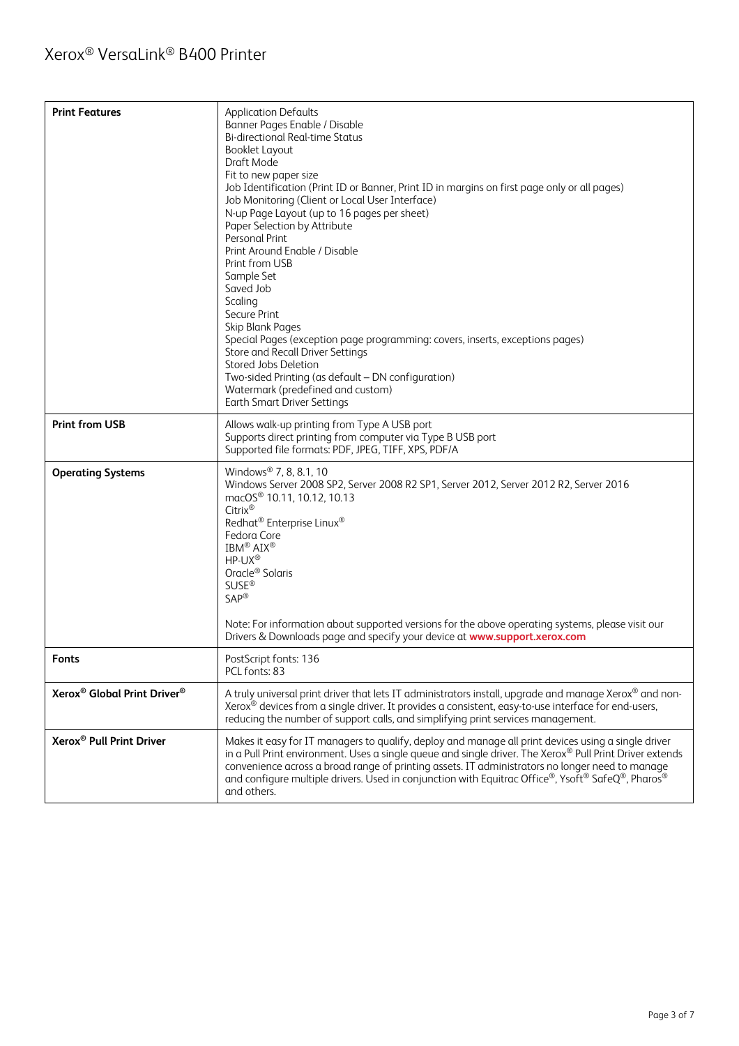| | |
|---|---|
| **Print Features** | Application Defaults<br>Banner Pages Enable / Disable<br>Bi-directional Real-time Status<br>Booklet Layout<br>Draft Mode<br>Fit to new paper size<br>Job Identification (Print ID or Banner, Print ID in margins on first page only or all pages)<br>Job Monitoring (Client or Local User Interface)<br>N-up Page Layout (up to 16 pages per sheet)<br>Paper Selection by Attribute<br>Personal Print<br>Print Around Enable / Disable<br>Print from USB<br>Sample Set<br>Saved Job<br>Scaling<br>Secure Print<br>Skip Blank Pages<br>Special Pages (exception page programming: covers, inserts, exceptions pages)<br>Store and Recall Driver Settings<br>Stored Jobs Deletion<br>Two-sided Printing (as default – DN configuration)<br>Watermark (predefined and custom)<br>Earth Smart Driver Settings |
| **Print from USB** | Allows walk-up printing from Type A USB port<br>Supports direct printing from computer via Type B USB port<br>Supported file formats: PDF, JPEG, TIFF, XPS, PDF/A |
| **Operating Systems** | Windows® 7, 8, 8.1, 10<br>Windows Server 2008 SP2, Server 2008 R2 SP1, Server 2012, Server 2012 R2, Server 2016<br>macOS® 10.11, 10.12, 10.13<br>Citrix®<br>Redhat® Enterprise Linux®<br>Fedora Core<br>IBM® AIX®<br>HP-UX®<br>Oracle® Solaris<br>SUSE®<br>SAP®<br><br>Note: For information about supported versions for the above operating systems, please visit our Drivers & Downloads page and specify your device at **www.support.xerox.com** |
| **Fonts** | PostScript fonts: 136<br>PCL fonts: 83 |
| **Xerox® Global Print Driver®** | A truly universal print driver that lets IT administrators install, upgrade and manage Xerox® and non-Xerox® devices from a single driver. It provides a consistent, easy-to-use interface for end-users, reducing the number of support calls, and simplifying print services management. |
| **Xerox® Pull Print Driver** | Makes it easy for IT managers to qualify, deploy and manage all print devices using a single driver in a Pull Print environment. Uses a single queue and single driver. The Xerox® Pull Print Driver extends convenience across a broad range of printing assets. IT administrators no longer need to manage and configure multiple drivers. Used in conjunction with Equitrac Office®, Ysoft® SafeQ®, Pharos® and others. |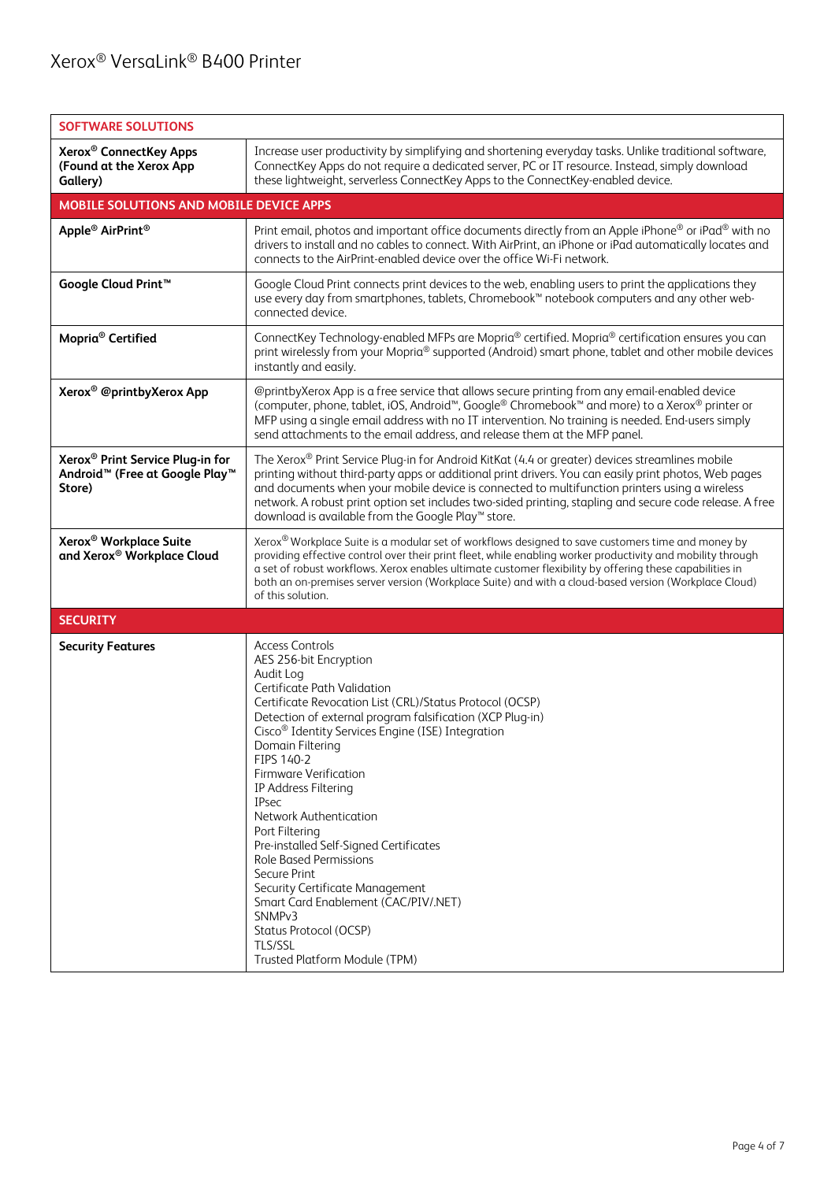Xerox® VersaLink® B400 Printer

| | |
|---|---|
| **SOFTWARE SOLUTIONS** | |
| **Xerox® ConnectKey Apps (Found at the Xerox App Gallery)** | Increase user productivity by simplifying and shortening everyday tasks. Unlike traditional software, ConnectKey Apps do not require a dedicated server, PC or IT resource. Instead, simply download these lightweight, serverless ConnectKey Apps to the ConnectKey-enabled device. |
| **MOBILE SOLUTIONS AND MOBILE DEVICE APPS** | |
| **Apple® AirPrint®** | Print email, photos and important office documents directly from an Apple iPhone® or iPad® with no drivers to install and no cables to connect. With AirPrint, an iPhone or iPad automatically locates and connects to the AirPrint-enabled device over the office Wi-Fi network. |
| **Google Cloud Print™** | Google Cloud Print connects print devices to the web, enabling users to print the applications they use every day from smartphones, tablets, Chromebook™ notebook computers and any other web-connected device. |
| **Mopria® Certified** | ConnectKey Technology-enabled MFPs are Mopria® certified. Mopria® certification ensures you can print wirelessly from your Mopria® supported (Android) smart phone, tablet and other mobile devices instantly and easily. |
| **Xerox® @printbyXerox App** | @printbyXerox App is a free service that allows secure printing from any email-enabled device (computer, phone, tablet, iOS, Android™, Google® Chromebook™ and more) to a Xerox® printer or MFP using a single email address with no IT intervention. No training is needed. End-users simply send attachments to the email address, and release them at the MFP panel. |
| **Xerox® Print Service Plug-in for Android™ (Free at Google Play™ Store)** | The Xerox® Print Service Plug-in for Android KitKat (4.4 or greater) devices streamlines mobile printing without third-party apps or additional print drivers. You can easily print photos, Web pages and documents when your mobile device is connected to multifunction printers using a wireless network. A robust print option set includes two-sided printing, stapling and secure code release. A free download is available from the Google Play™ store. |
| **Xerox® Workplace Suite and Xerox® Workplace Cloud** | Xerox® Workplace Suite is a modular set of workflows designed to save customers time and money by providing effective control over their print fleet, while enabling worker productivity and mobility through a set of robust workflows. Xerox enables ultimate customer flexibility by offering these capabilities in both an on-premises server version (Workplace Suite) and with a cloud-based version (Workplace Cloud) of this solution. |
| **SECURITY** | |
| **Security Features** | Access Controls<br>AES 256-bit Encryption<br>Audit Log<br>Certificate Path Validation<br>Certificate Revocation List (CRL)/Status Protocol (OCSP)<br>Detection of external program falsification (XCP Plug-in)<br>Cisco® Identity Services Engine (ISE) Integration<br>Domain Filtering<br>FIPS 140-2<br>Firmware Verification<br>IP Address Filtering<br>IPsec<br>Network Authentication<br>Port Filtering<br>Pre-installed Self-Signed Certificates<br>Role Based Permissions<br>Secure Print<br>Security Certificate Management<br>Smart Card Enablement (CAC/PIV/.NET)<br>SNMPv3<br>Status Protocol (OCSP)<br>TLS/SSL<br>Trusted Platform Module (TPM) |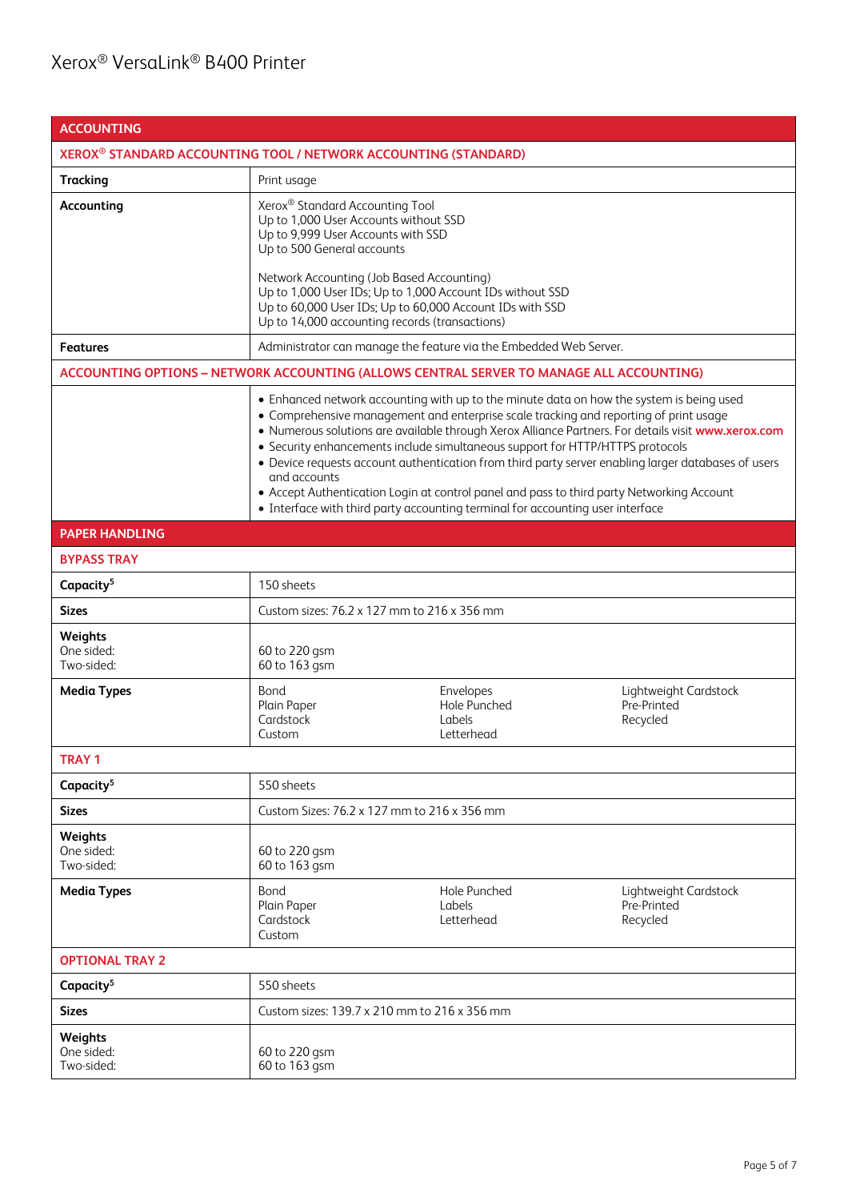# Xerox® VersaLink® B400 Printer

| ACCOUNTING | |
|---|---|
| **XEROX® STANDARD ACCOUNTING TOOL / NETWORK ACCOUNTING (STANDARD)** | |
| **Tracking** | Print usage |
| **Accounting** | Xerox® Standard Accounting Tool<br>Up to 1,000 User Accounts without SSD<br>Up to 9,999 User Accounts with SSD<br>Up to 500 General accounts<br><br>Network Accounting (Job Based Accounting)<br>Up to 1,000 User IDs; Up to 1,000 Account IDs without SSD<br>Up to 60,000 User IDs; Up to 60,000 Account IDs with SSD<br>Up to 14,000 accounting records (transactions) |
| **Features** | Administrator can manage the feature via the Embedded Web Server. |
| **ACCOUNTING OPTIONS – NETWORK ACCOUNTING (ALLOWS CENTRAL SERVER TO MANAGE ALL ACCOUNTING)** | |
| | • Enhanced network accounting with up to the minute data on how the system is being used<br>• Comprehensive management and enterprise scale tracking and reporting of print usage<br>• Numerous solutions are available through Xerox Alliance Partners. For details visit www.xerox.com<br>• Security enhancements include simultaneous support for HTTP/HTTPS protocols<br>• Device requests account authentication from third party server enabling larger databases of users and accounts<br>• Accept Authentication Login at control panel and pass to third party Networking Account<br>• Interface with third party accounting terminal for accounting user interface |

| PAPER HANDLING | | | |
|---|---|---|---|
| **BYPASS TRAY** | | | |
| **Capacity**[5] | 150 sheets | | |
| **Sizes** | Custom sizes: 76.2 x 127 mm to 216 x 356 mm | | |
| **Weights**<br>One sided:<br>Two-sided: | <br>60 to 220 gsm<br>60 to 163 gsm | | |
| **Media Types** | Bond<br>Plain Paper<br>Cardstock<br>Custom | Envelopes<br>Hole Punched<br>Labels<br>Letterhead | Lightweight Cardstock<br>Pre-Printed<br>Recycled |
| **TRAY 1** | | | |
| **Capacity**[5] | 550 sheets | | |
| **Sizes** | Custom Sizes: 76.2 x 127 mm to 216 x 356 mm | | |
| **Weights**<br>One sided:<br>Two-sided: | <br>60 to 220 gsm<br>60 to 163 gsm | | |
| **Media Types** | Bond<br>Plain Paper<br>Cardstock<br>Custom | Hole Punched<br>Labels<br>Letterhead | Lightweight Cardstock<br>Pre-Printed<br>Recycled |
| **OPTIONAL TRAY 2** | | | |
| **Capacity**[5] | 550 sheets | | |
| **Sizes** | Custom sizes: 139.7 x 210 mm to 216 x 356 mm | | |
| **Weights**<br>One sided:<br>Two-sided: | <br>60 to 220 gsm<br>60 to 163 gsm | | |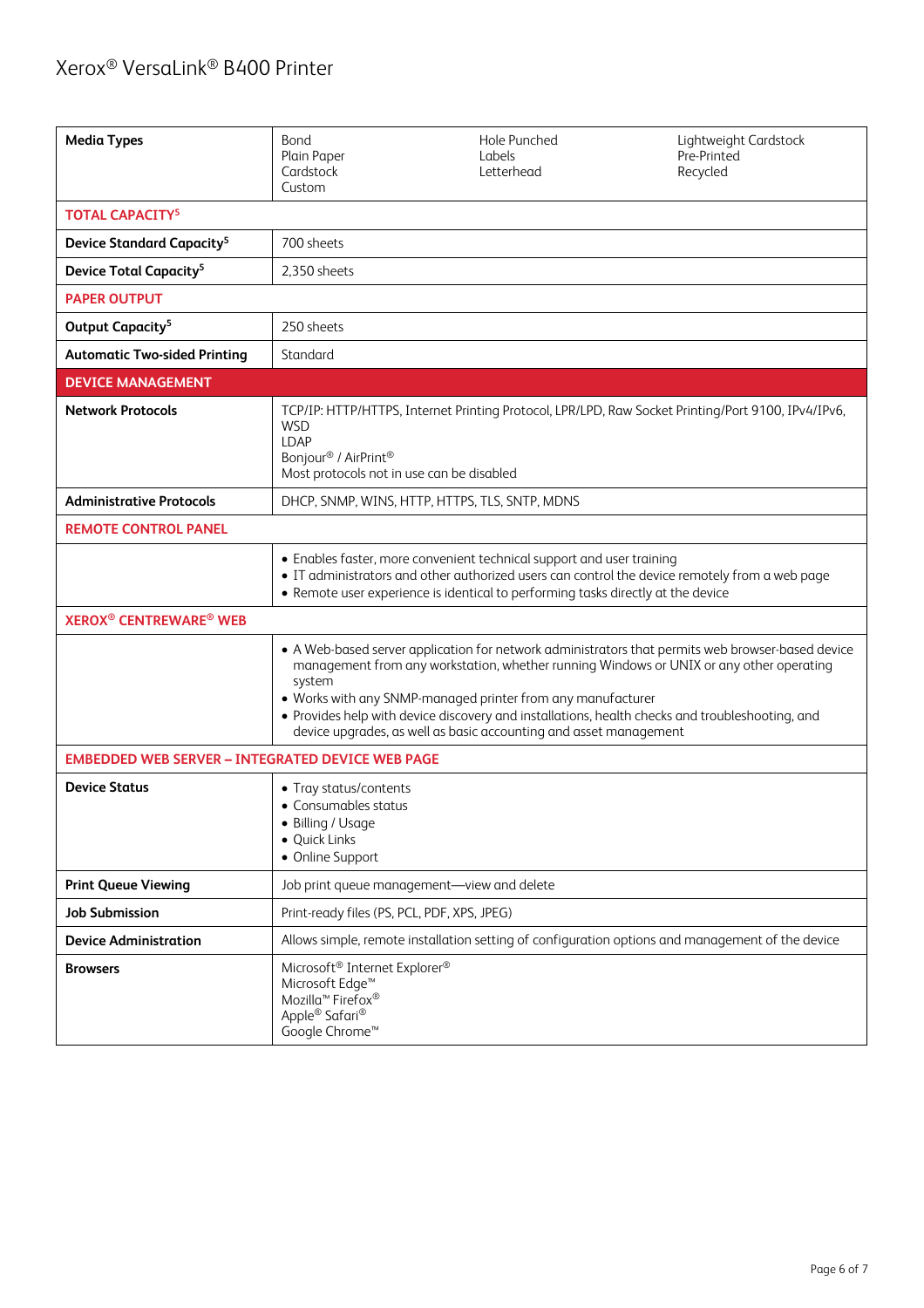| | | | |
|---|---|---|---|
| **Media Types** | Bond<br>Plain Paper<br>Cardstock<br>Custom | Hole Punched<br>Labels<br>Letterhead | Lightweight Cardstock<br>Pre-Printed<br>Recycled |
| **TOTAL CAPACITY[5]** | | | |
| **Device Standard Capacity[5]** | 700 sheets | | |
| **Device Total Capacity[5]** | 2,350 sheets | | |
| **PAPER OUTPUT** | | | |
| **Output Capacity[5]** | 250 sheets | | |
| **Automatic Two-sided Printing** | Standard | | |
| **DEVICE MANAGEMENT** | | | |
| **Network Protocols** | TCP/IP: HTTP/HTTPS, Internet Printing Protocol, LPR/LPD, Raw Socket Printing/Port 9100, IPv4/IPv6, WSD<br>LDAP<br>Bonjour® / AirPrint®<br>Most protocols not in use can be disabled | | |
| **Administrative Protocols** | DHCP, SNMP, WINS, HTTP, HTTPS, TLS, SNTP, MDNS | | |
| **REMOTE CONTROL PANEL** | | | |
| | • Enables faster, more convenient technical support and user training<br>• IT administrators and other authorized users can control the device remotely from a web page<br>• Remote user experience is identical to performing tasks directly at the device | | |
| **XEROX® CENTREWARE® WEB** | | | |
| | • A Web-based server application for network administrators that permits web browser-based device management from any workstation, whether running Windows or UNIX or any other operating system<br>• Works with any SNMP-managed printer from any manufacturer<br>• Provides help with device discovery and installations, health checks and troubleshooting, and device upgrades, as well as basic accounting and asset management | | |
| **EMBEDDED WEB SERVER – INTEGRATED DEVICE WEB PAGE** | | | |
| **Device Status** | • Tray status/contents<br>• Consumables status<br>• Billing / Usage<br>• Quick Links<br>• Online Support | | |
| **Print Queue Viewing** | Job print queue management—view and delete | | |
| **Job Submission** | Print-ready files (PS, PCL, PDF, XPS, JPEG) | | |
| **Device Administration** | Allows simple, remote installation setting of configuration options and management of the device | | |
| **Browsers** | Microsoft® Internet Explorer®<br>Microsoft Edge™<br>Mozilla™ Firefox®<br>Apple® Safari®<br>Google Chrome™ | | |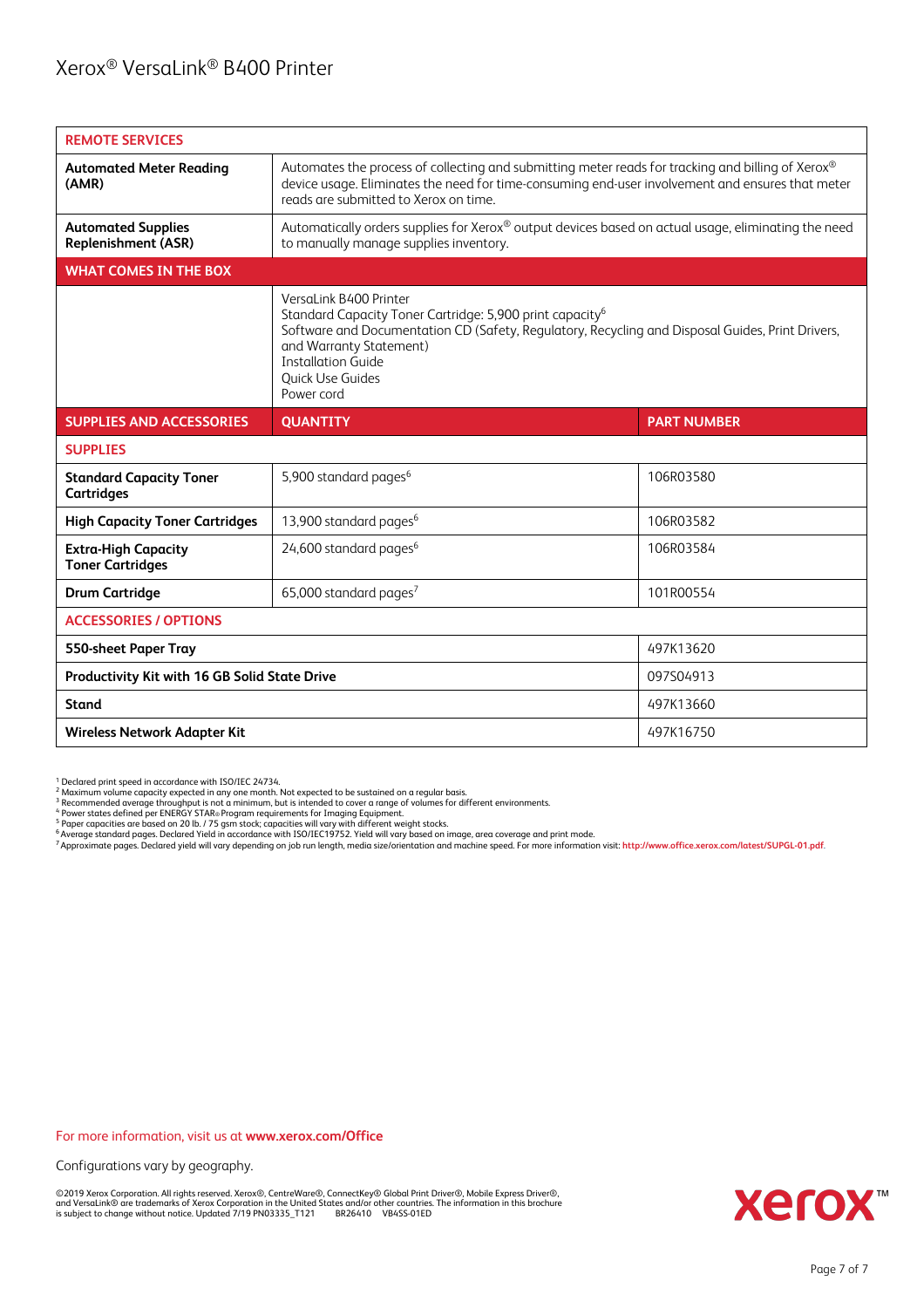| REMOTE SERVICES | |
|---|---|
| **Automated Meter Reading (AMR)** | Automates the process of collecting and submitting meter reads for tracking and billing of Xerox® device usage. Eliminates the need for time-consuming end-user involvement and ensures that meter reads are submitted to Xerox on time. |
| **Automated Supplies Replenishment (ASR)** | Automatically orders supplies for Xerox® output devices based on actual usage, eliminating the need to manually manage supplies inventory. |
| **WHAT COMES IN THE BOX** | |
| | VersaLink B400 Printer<br>Standard Capacity Toner Cartridge: 5,900 print capacity[6]<br>Software and Documentation CD (Safety, Regulatory, Recycling and Disposal Guides, Print Drivers, and Warranty Statement)<br>Installation Guide<br>Quick Use Guides<br>Power cord |

| SUPPLIES AND ACCESSORIES | QUANTITY | PART NUMBER |
|---|---|---|
| **SUPPLIES** | | |
| **Standard Capacity Toner Cartridges** | 5,900 standard pages[6] | 106R03580 |
| **High Capacity Toner Cartridges** | 13,900 standard pages[6] | 106R03582 |
| **Extra-High Capacity Toner Cartridges** | 24,600 standard pages[6] | 106R03584 |
| **Drum Cartridge** | 65,000 standard pages[7] | 101R00554 |
| **ACCESSORIES / OPTIONS** | | |
| **550-sheet Paper Tray** | | 497K13620 |
| **Productivity Kit with 16 GB Solid State Drive** | | 097S04913 |
| **Stand** | | 497K13660 |
| **Wireless Network Adapter Kit** | | 497K16750 |

[1] Declared print speed in accordance with ISO/IEC 24734.
[2] Maximum volume capacity expected in any one month. Not expected to be sustained on a regular basis.
[3] Recommended average throughput is not a minimum, but is intended to cover a range of volumes for different environments.
[4] Power states defined per ENERGY STAR® Program requirements for Imaging Equipment.
[5] Paper capacities are based on 20 lb. / 75 gsm stock; capacities will vary with different weight stocks.
[6] Average standard pages. Declared Yield in accordance with ISO/IEC19752. Yield will vary based on image, area coverage and print mode.
[7] Approximate pages. Declared yield will vary depending on job run length, media size/orientation and machine speed. For more information visit: **http://www.office.xerox.com/latest/SUPGL-01.pdf**.

For more information, visit us at **www.xerox.com/Office**

Configurations vary by geography.

©2019 Xerox Corporation. All rights reserved. Xerox®, CentreWare®, ConnectKey® Global Print Driver®, Mobile Express Driver®, and VersaLink® are trademarks of Xerox Corporation in the United States and/or other countries. The information in this brochure is subject to change without notice. Updated 7/19 PN03335_T121 BR26410 VB4SS-01ED

xerox™